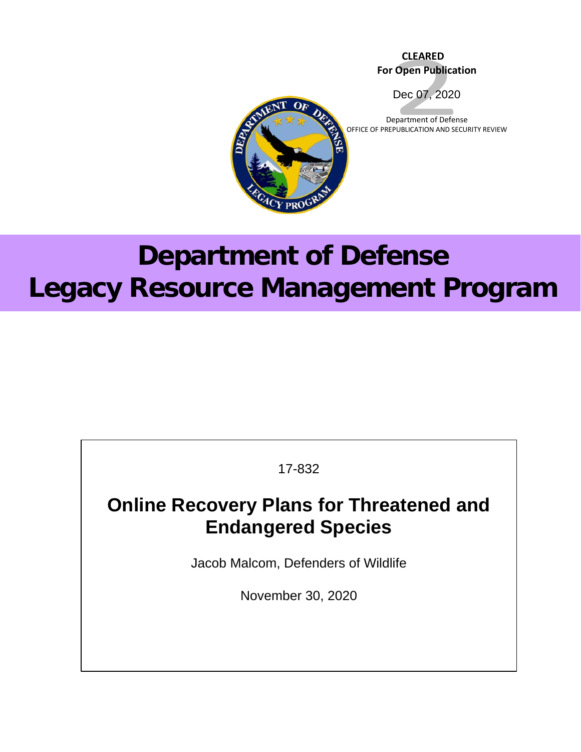CLEARED
**For Open Publication**

Dec 07, 2020

Department of Defense
OFFICE OF PREPUBLICATION AND SECURITY REVIEW

# Department of Defense Legacy Resource Management Program

17-832

## Online Recovery Plans for Threatened and Endangered Species

Jacob Malcom, Defenders of Wildlife

November 30, 2020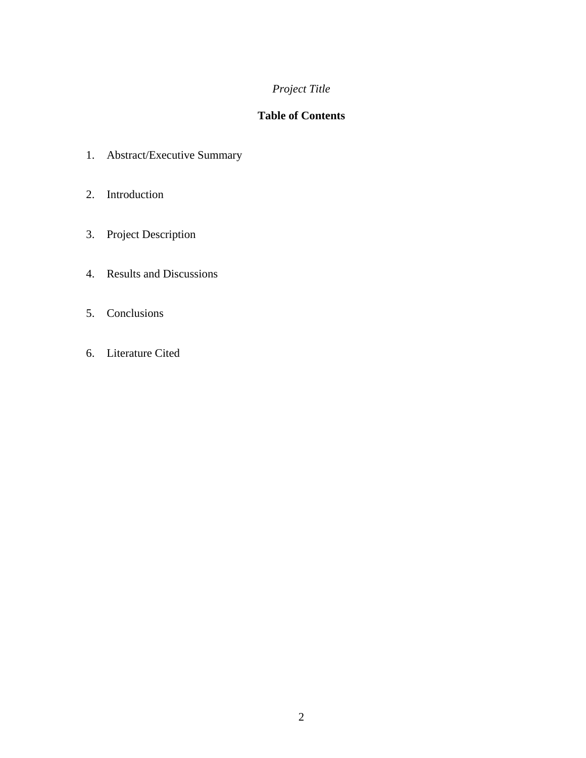*Project Title*

## Table of Contents

1. Abstract/Executive Summary
2. Introduction
3. Project Description
4. Results and Discussions
5. Conclusions
6. Literature Cited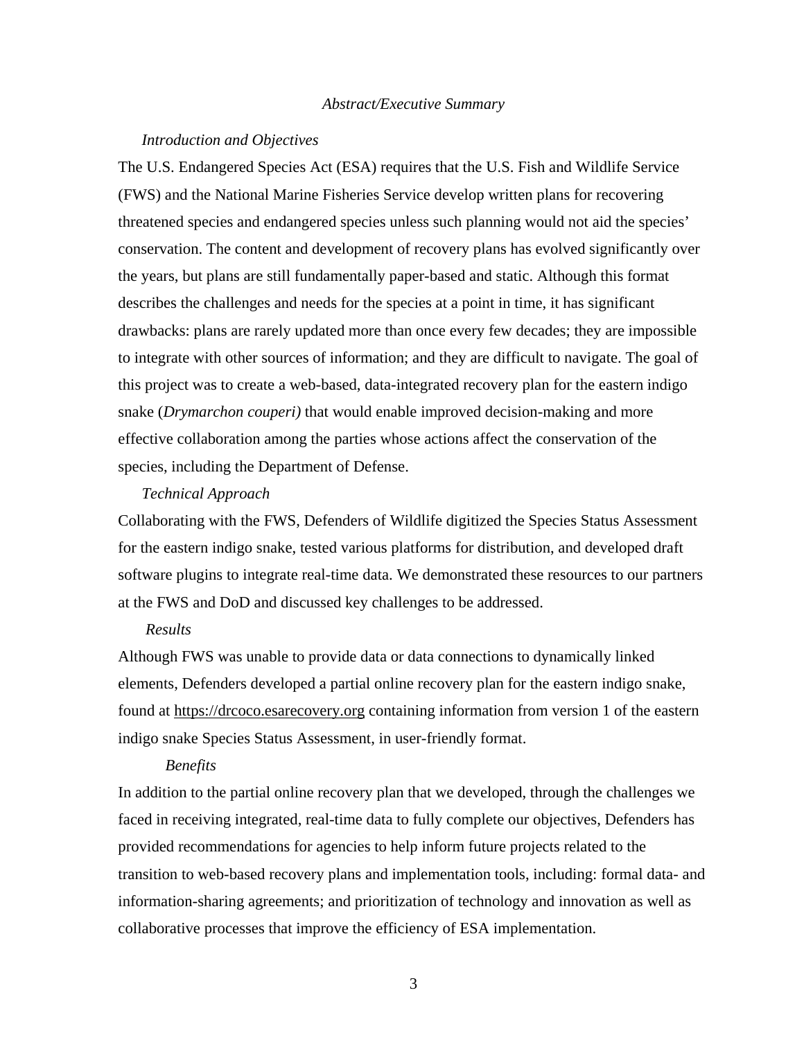*Abstract/Executive Summary*

*Introduction and Objectives*

The U.S. Endangered Species Act (ESA) requires that the U.S. Fish and Wildlife Service (FWS) and the National Marine Fisheries Service develop written plans for recovering threatened species and endangered species unless such planning would not aid the species' conservation. The content and development of recovery plans has evolved significantly over the years, but plans are still fundamentally paper-based and static. Although this format describes the challenges and needs for the species at a point in time, it has significant drawbacks: plans are rarely updated more than once every few decades; they are impossible to integrate with other sources of information; and they are difficult to navigate. The goal of this project was to create a web-based, data-integrated recovery plan for the eastern indigo snake (*Drymarchon couperi)* that would enable improved decision-making and more effective collaboration among the parties whose actions affect the conservation of the species, including the Department of Defense.

*Technical Approach*

Collaborating with the FWS, Defenders of Wildlife digitized the Species Status Assessment for the eastern indigo snake, tested various platforms for distribution, and developed draft software plugins to integrate real-time data. We demonstrated these resources to our partners at the FWS and DoD and discussed key challenges to be addressed.

*Results*

Although FWS was unable to provide data or data connections to dynamically linked elements, Defenders developed a partial online recovery plan for the eastern indigo snake, found at https://drcoco.esarecovery.org containing information from version 1 of the eastern indigo snake Species Status Assessment, in user-friendly format.

*Benefits*

In addition to the partial online recovery plan that we developed, through the challenges we faced in receiving integrated, real-time data to fully complete our objectives, Defenders has provided recommendations for agencies to help inform future projects related to the transition to web-based recovery plans and implementation tools, including: formal data- and information-sharing agreements; and prioritization of technology and innovation as well as collaborative processes that improve the efficiency of ESA implementation.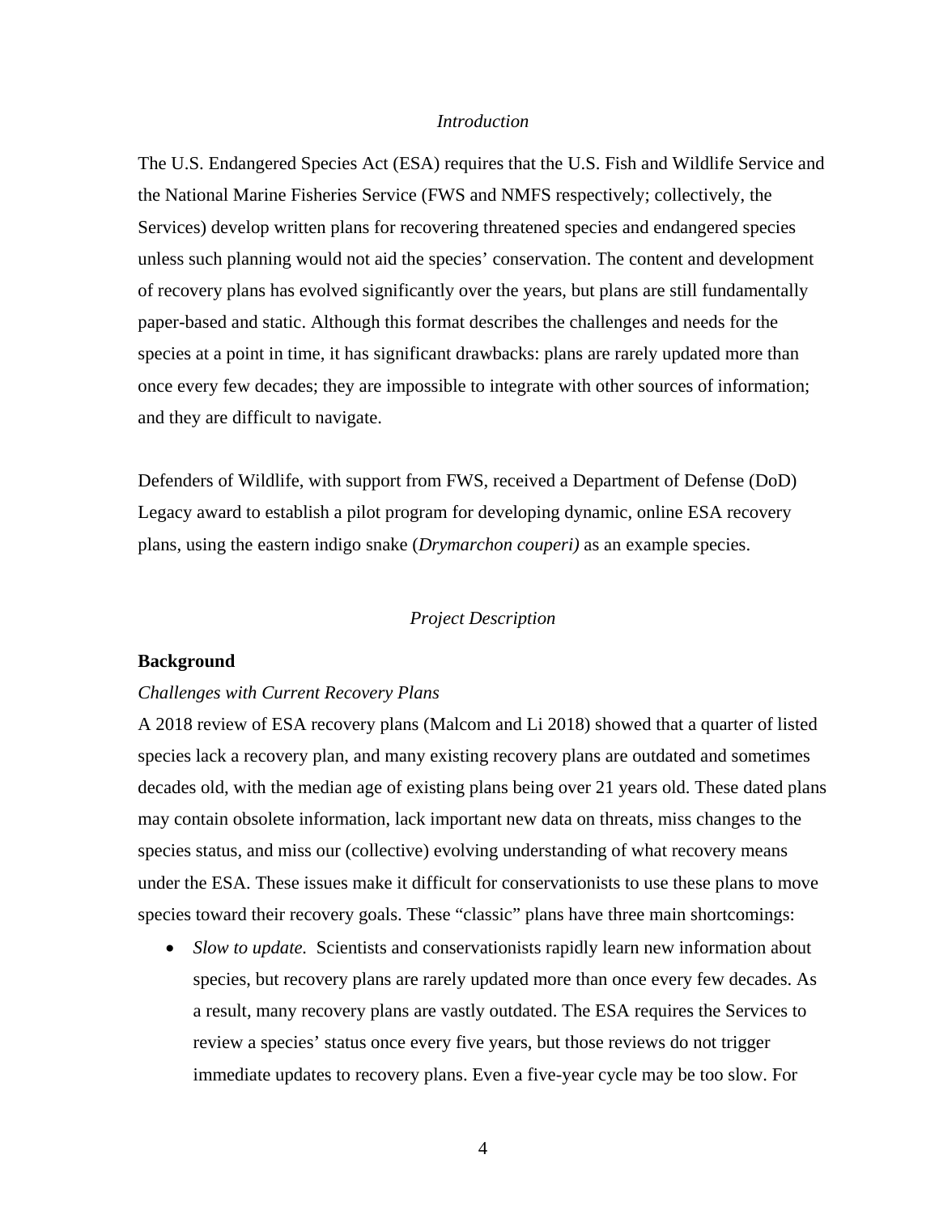*Introduction*

The U.S. Endangered Species Act (ESA) requires that the U.S. Fish and Wildlife Service and the National Marine Fisheries Service (FWS and NMFS respectively; collectively, the Services) develop written plans for recovering threatened species and endangered species unless such planning would not aid the species' conservation. The content and development of recovery plans has evolved significantly over the years, but plans are still fundamentally paper-based and static. Although this format describes the challenges and needs for the species at a point in time, it has significant drawbacks: plans are rarely updated more than once every few decades; they are impossible to integrate with other sources of information; and they are difficult to navigate.

Defenders of Wildlife, with support from FWS, received a Department of Defense (DoD) Legacy award to establish a pilot program for developing dynamic, online ESA recovery plans, using the eastern indigo snake (*Drymarchon couperi)* as an example species.

*Project Description*

**Background**

*Challenges with Current Recovery Plans*

A 2018 review of ESA recovery plans (Malcom and Li 2018) showed that a quarter of listed species lack a recovery plan, and many existing recovery plans are outdated and sometimes decades old, with the median age of existing plans being over 21 years old. These dated plans may contain obsolete information, lack important new data on threats, miss changes to the species status, and miss our (collective) evolving understanding of what recovery means under the ESA. These issues make it difficult for conservationists to use these plans to move species toward their recovery goals. These "classic" plans have three main shortcomings:

- *Slow to update.* Scientists and conservationists rapidly learn new information about species, but recovery plans are rarely updated more than once every few decades. As a result, many recovery plans are vastly outdated. The ESA requires the Services to review a species' status once every five years, but those reviews do not trigger immediate updates to recovery plans. Even a five-year cycle may be too slow. For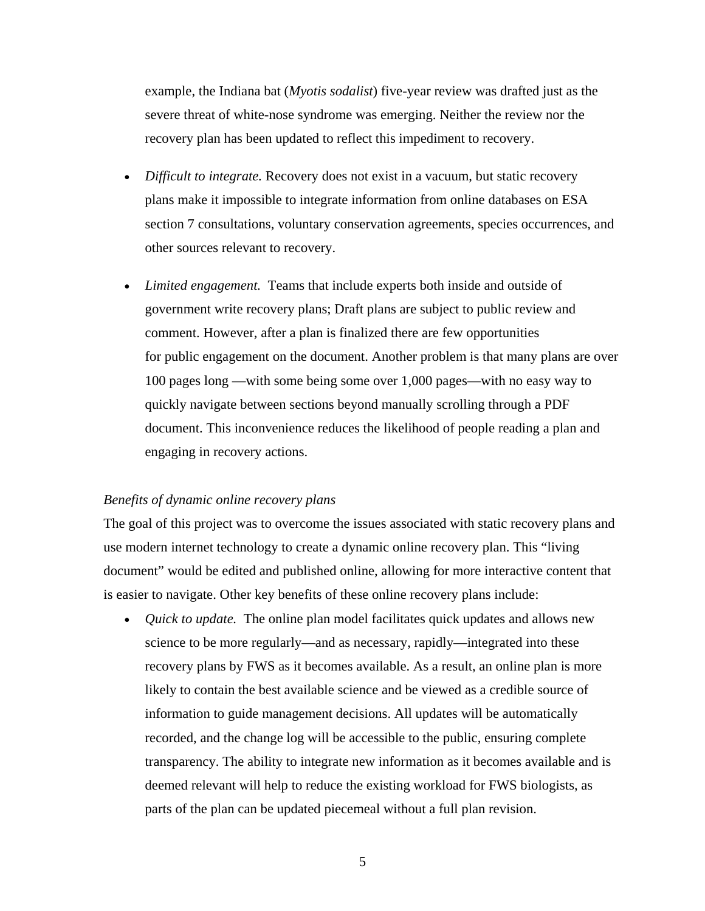example, the Indiana bat (*Myotis sodalist*) five-year review was drafted just as the severe threat of white-nose syndrome was emerging. Neither the review nor the recovery plan has been updated to reflect this impediment to recovery.

- *Difficult to integrate.* Recovery does not exist in a vacuum, but static recovery plans make it impossible to integrate information from online databases on ESA section 7 consultations, voluntary conservation agreements, species occurrences, and other sources relevant to recovery.
- *Limited engagement.* Teams that include experts both inside and outside of government write recovery plans; Draft plans are subject to public review and comment. However, after a plan is finalized there are few opportunities for public engagement on the document. Another problem is that many plans are over 100 pages long —with some being some over 1,000 pages—with no easy way to quickly navigate between sections beyond manually scrolling through a PDF document. This inconvenience reduces the likelihood of people reading a plan and engaging in recovery actions.

*Benefits of dynamic online recovery plans*

The goal of this project was to overcome the issues associated with static recovery plans and use modern internet technology to create a dynamic online recovery plan. This "living document" would be edited and published online, allowing for more interactive content that is easier to navigate. Other key benefits of these online recovery plans include:

- *Quick to update.* The online plan model facilitates quick updates and allows new science to be more regularly—and as necessary, rapidly—integrated into these recovery plans by FWS as it becomes available. As a result, an online plan is more likely to contain the best available science and be viewed as a credible source of information to guide management decisions. All updates will be automatically recorded, and the change log will be accessible to the public, ensuring complete transparency. The ability to integrate new information as it becomes available and is deemed relevant will help to reduce the existing workload for FWS biologists, as parts of the plan can be updated piecemeal without a full plan revision.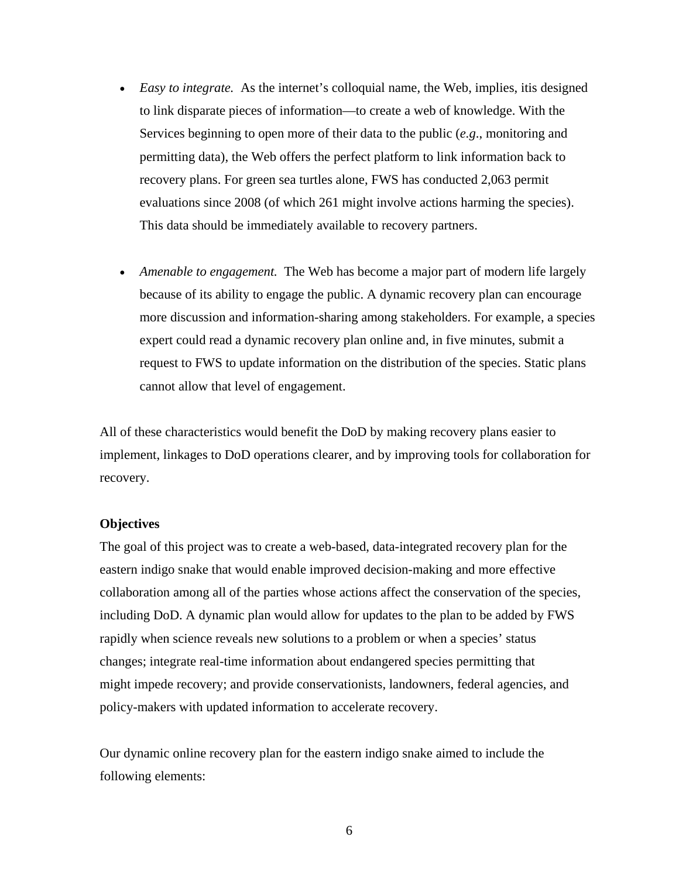- *Easy to integrate.* As the internet's colloquial name, the Web, implies, itis designed to link disparate pieces of information—to create a web of knowledge. With the Services beginning to open more of their data to the public (*e.g*., monitoring and permitting data), the Web offers the perfect platform to link information back to recovery plans. For green sea turtles alone, FWS has conducted 2,063 permit evaluations since 2008 (of which 261 might involve actions harming the species). This data should be immediately available to recovery partners.

- *Amenable to engagement.* The Web has become a major part of modern life largely because of its ability to engage the public. A dynamic recovery plan can encourage more discussion and information-sharing among stakeholders. For example, a species expert could read a dynamic recovery plan online and, in five minutes, submit a request to FWS to update information on the distribution of the species. Static plans cannot allow that level of engagement.

All of these characteristics would benefit the DoD by making recovery plans easier to implement, linkages to DoD operations clearer, and by improving tools for collaboration for recovery.

**Objectives**

The goal of this project was to create a web-based, data-integrated recovery plan for the eastern indigo snake that would enable improved decision-making and more effective collaboration among all of the parties whose actions affect the conservation of the species, including DoD. A dynamic plan would allow for updates to the plan to be added by FWS rapidly when science reveals new solutions to a problem or when a species' status changes; integrate real-time information about endangered species permitting that might impede recovery; and provide conservationists, landowners, federal agencies, and policy-makers with updated information to accelerate recovery.

Our dynamic online recovery plan for the eastern indigo snake aimed to include the following elements: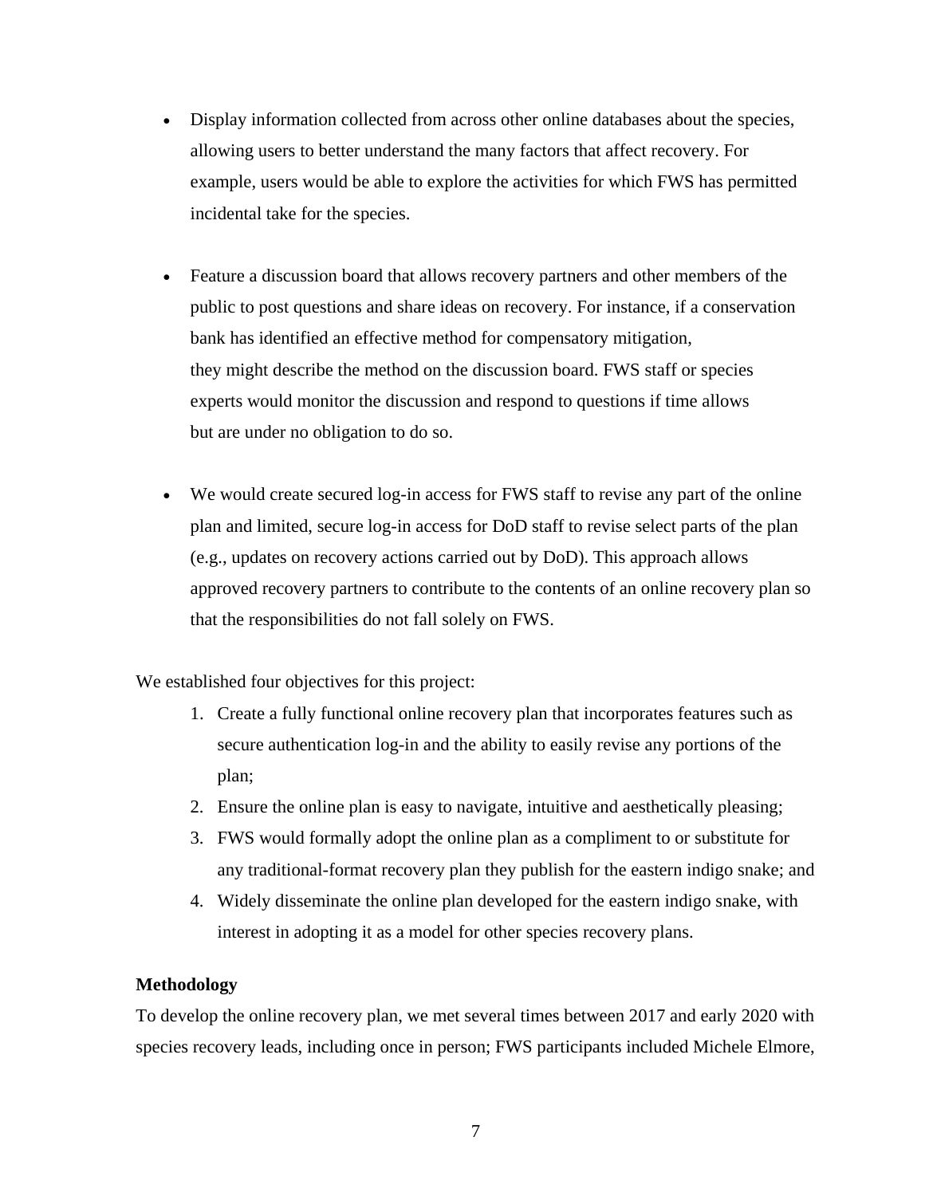- Display information collected from across other online databases about the species, allowing users to better understand the many factors that affect recovery. For example, users would be able to explore the activities for which FWS has permitted incidental take for the species.

- Feature a discussion board that allows recovery partners and other members of the public to post questions and share ideas on recovery. For instance, if a conservation bank has identified an effective method for compensatory mitigation, they might describe the method on the discussion board. FWS staff or species experts would monitor the discussion and respond to questions if time allows but are under no obligation to do so.

- We would create secured log-in access for FWS staff to revise any part of the online plan and limited, secure log-in access for DoD staff to revise select parts of the plan (e.g., updates on recovery actions carried out by DoD). This approach allows approved recovery partners to contribute to the contents of an online recovery plan so that the responsibilities do not fall solely on FWS.

We established four objectives for this project:

1. Create a fully functional online recovery plan that incorporates features such as secure authentication log-in and the ability to easily revise any portions of the plan;
2. Ensure the online plan is easy to navigate, intuitive and aesthetically pleasing;
3. FWS would formally adopt the online plan as a compliment to or substitute for any traditional-format recovery plan they publish for the eastern indigo snake; and
4. Widely disseminate the online plan developed for the eastern indigo snake, with interest in adopting it as a model for other species recovery plans.

**Methodology**

To develop the online recovery plan, we met several times between 2017 and early 2020 with species recovery leads, including once in person; FWS participants included Michele Elmore,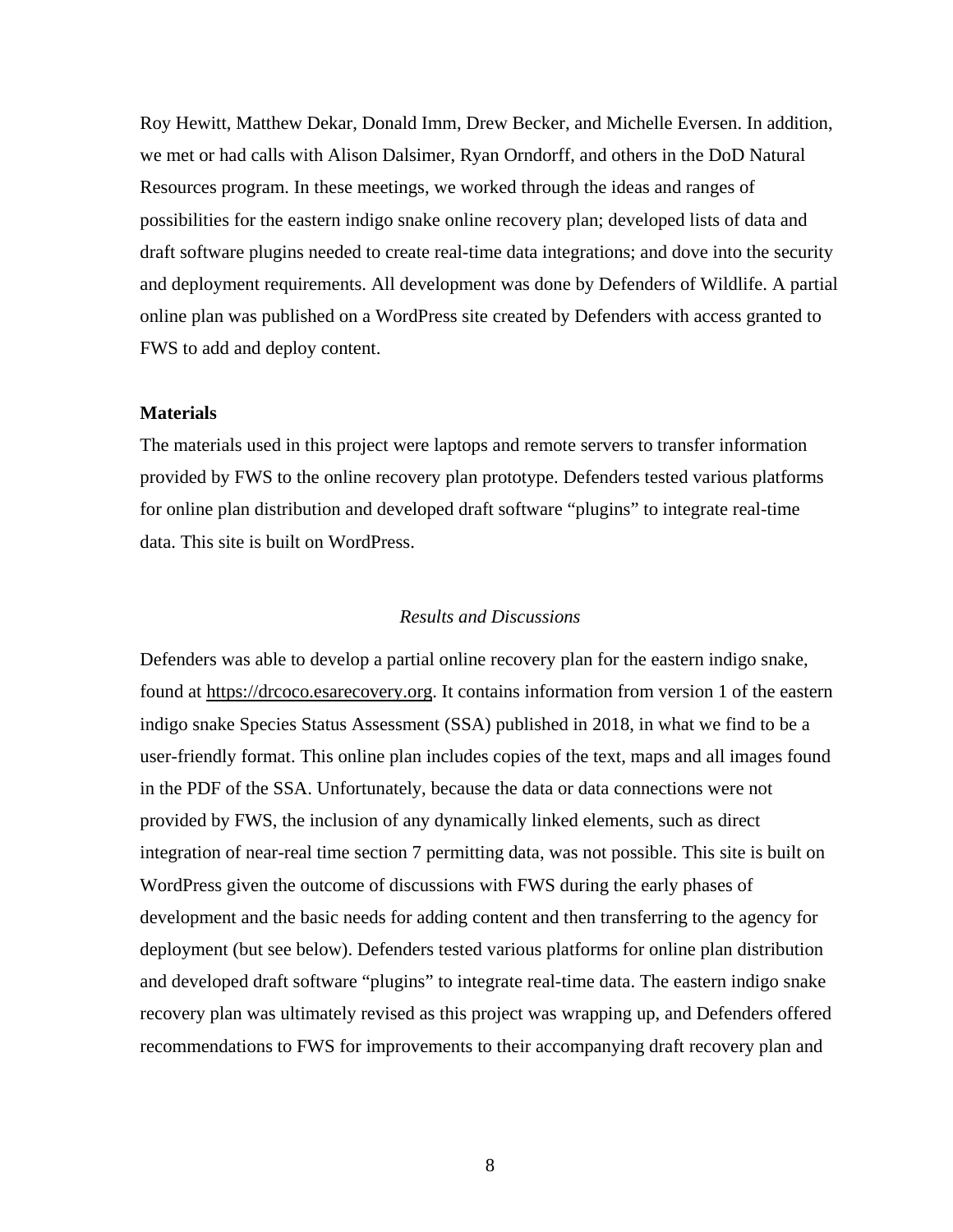Roy Hewitt, Matthew Dekar, Donald Imm, Drew Becker, and Michelle Eversen. In addition, we met or had calls with Alison Dalsimer, Ryan Orndorff, and others in the DoD Natural Resources program. In these meetings, we worked through the ideas and ranges of possibilities for the eastern indigo snake online recovery plan; developed lists of data and draft software plugins needed to create real-time data integrations; and dove into the security and deployment requirements. All development was done by Defenders of Wildlife. A partial online plan was published on a WordPress site created by Defenders with access granted to FWS to add and deploy content.

**Materials**

The materials used in this project were laptops and remote servers to transfer information provided by FWS to the online recovery plan prototype. Defenders tested various platforms for online plan distribution and developed draft software "plugins" to integrate real-time data. This site is built on WordPress.

## *Results and Discussions*

Defenders was able to develop a partial online recovery plan for the eastern indigo snake, found at https://drcoco.esarecovery.org. It contains information from version 1 of the eastern indigo snake Species Status Assessment (SSA) published in 2018, in what we find to be a user-friendly format. This online plan includes copies of the text, maps and all images found in the PDF of the SSA. Unfortunately, because the data or data connections were not provided by FWS, the inclusion of any dynamically linked elements, such as direct integration of near-real time section 7 permitting data, was not possible. This site is built on WordPress given the outcome of discussions with FWS during the early phases of development and the basic needs for adding content and then transferring to the agency for deployment (but see below). Defenders tested various platforms for online plan distribution and developed draft software "plugins" to integrate real-time data. The eastern indigo snake recovery plan was ultimately revised as this project was wrapping up, and Defenders offered recommendations to FWS for improvements to their accompanying draft recovery plan and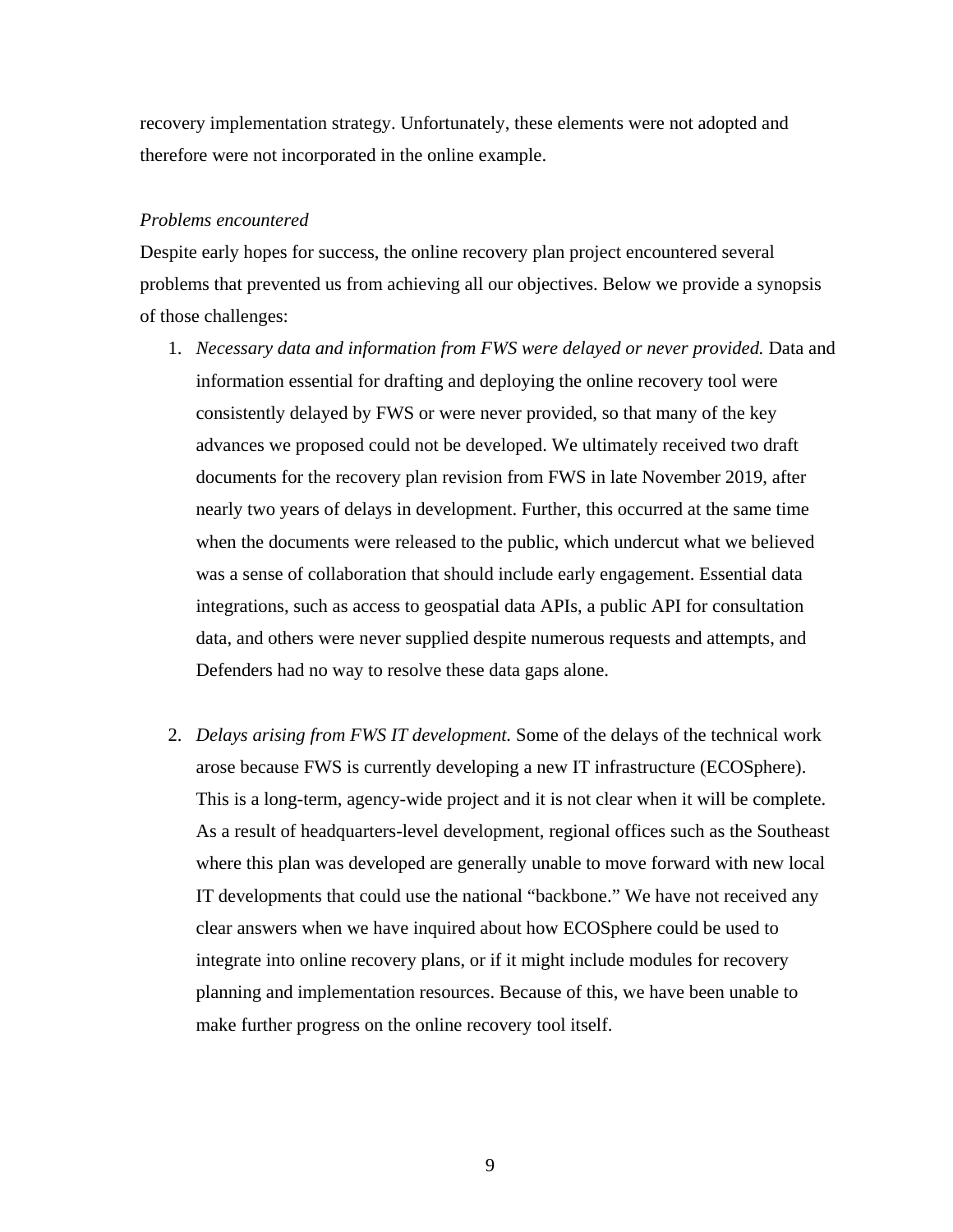recovery implementation strategy. Unfortunately, these elements were not adopted and therefore were not incorporated in the online example.

*Problems encountered*

Despite early hopes for success, the online recovery plan project encountered several problems that prevented us from achieving all our objectives. Below we provide a synopsis of those challenges:

1. *Necessary data and information from FWS were delayed or never provided.* Data and information essential for drafting and deploying the online recovery tool were consistently delayed by FWS or were never provided, so that many of the key advances we proposed could not be developed. We ultimately received two draft documents for the recovery plan revision from FWS in late November 2019, after nearly two years of delays in development. Further, this occurred at the same time when the documents were released to the public, which undercut what we believed was a sense of collaboration that should include early engagement. Essential data integrations, such as access to geospatial data APIs, a public API for consultation data, and others were never supplied despite numerous requests and attempts, and Defenders had no way to resolve these data gaps alone.

2. *Delays arising from FWS IT development.* Some of the delays of the technical work arose because FWS is currently developing a new IT infrastructure (ECOSphere). This is a long-term, agency-wide project and it is not clear when it will be complete. As a result of headquarters-level development, regional offices such as the Southeast where this plan was developed are generally unable to move forward with new local IT developments that could use the national "backbone." We have not received any clear answers when we have inquired about how ECOSphere could be used to integrate into online recovery plans, or if it might include modules for recovery planning and implementation resources. Because of this, we have been unable to make further progress on the online recovery tool itself.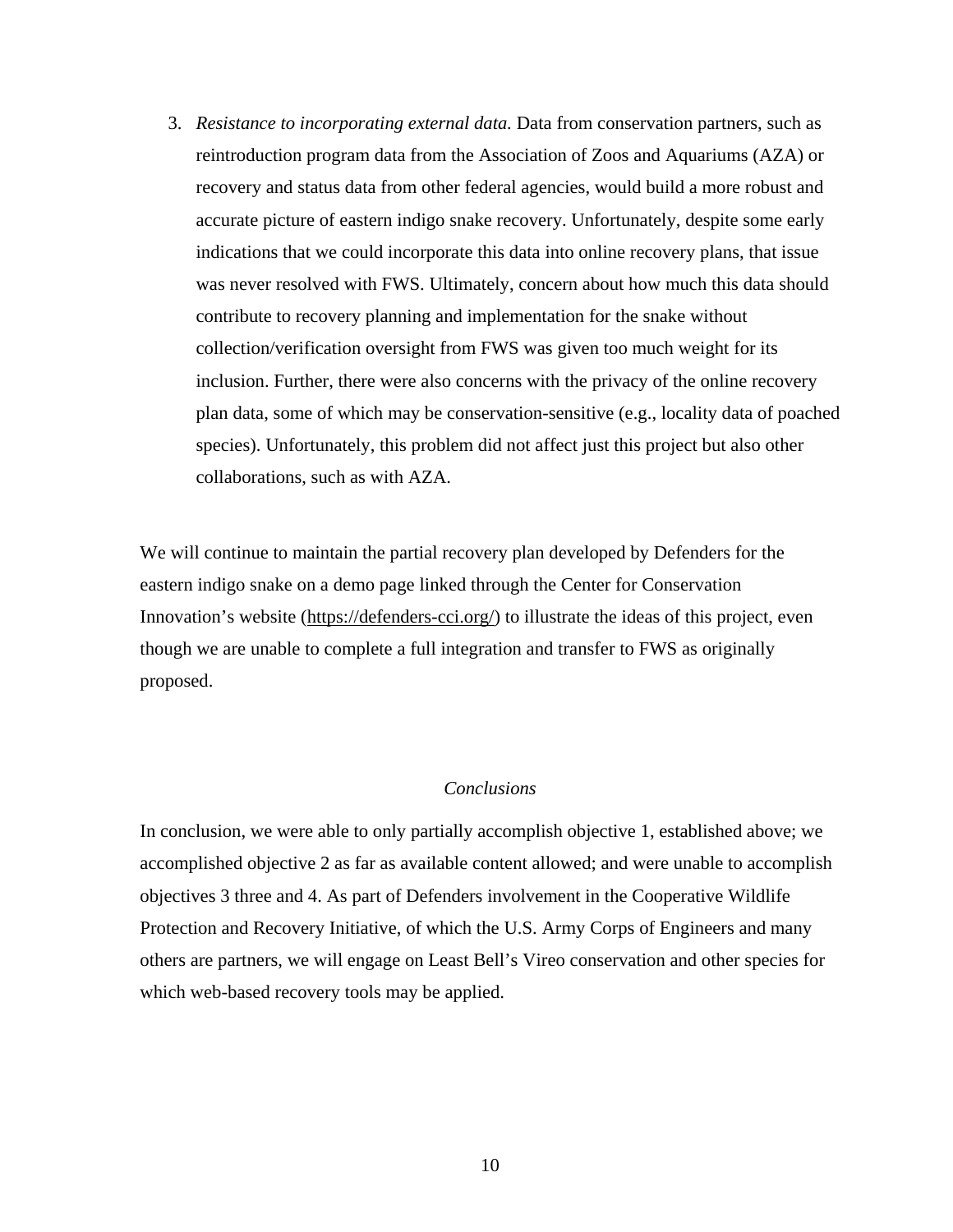3. *Resistance to incorporating external data.* Data from conservation partners, such as reintroduction program data from the Association of Zoos and Aquariums (AZA) or recovery and status data from other federal agencies, would build a more robust and accurate picture of eastern indigo snake recovery. Unfortunately, despite some early indications that we could incorporate this data into online recovery plans, that issue was never resolved with FWS. Ultimately, concern about how much this data should contribute to recovery planning and implementation for the snake without collection/verification oversight from FWS was given too much weight for its inclusion. Further, there were also concerns with the privacy of the online recovery plan data, some of which may be conservation-sensitive (e.g., locality data of poached species). Unfortunately, this problem did not affect just this project but also other collaborations, such as with AZA.

We will continue to maintain the partial recovery plan developed by Defenders for the eastern indigo snake on a demo page linked through the Center for Conservation Innovation's website (https://defenders-cci.org/) to illustrate the ideas of this project, even though we are unable to complete a full integration and transfer to FWS as originally proposed.

## *Conclusions*

In conclusion, we were able to only partially accomplish objective 1, established above; we accomplished objective 2 as far as available content allowed; and were unable to accomplish objectives 3 three and 4. As part of Defenders involvement in the Cooperative Wildlife Protection and Recovery Initiative, of which the U.S. Army Corps of Engineers and many others are partners, we will engage on Least Bell's Vireo conservation and other species for which web-based recovery tools may be applied.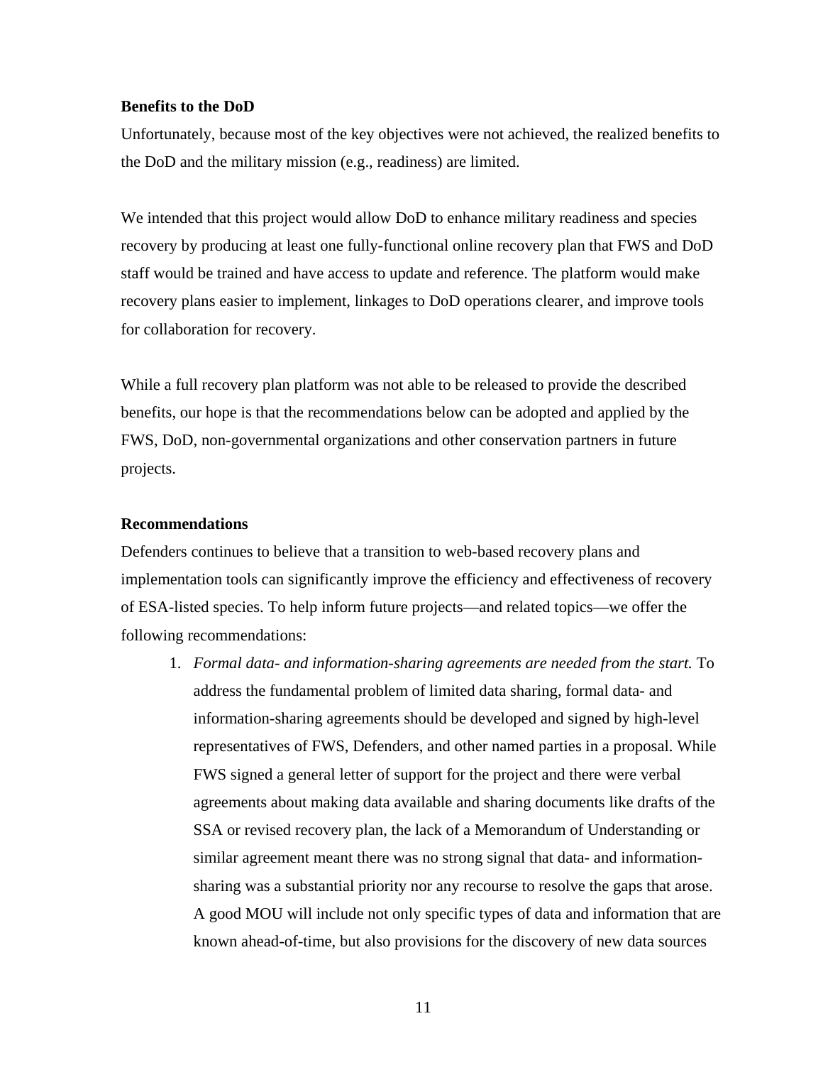**Benefits to the DoD**

Unfortunately, because most of the key objectives were not achieved, the realized benefits to the DoD and the military mission (e.g., readiness) are limited.

We intended that this project would allow DoD to enhance military readiness and species recovery by producing at least one fully-functional online recovery plan that FWS and DoD staff would be trained and have access to update and reference. The platform would make recovery plans easier to implement, linkages to DoD operations clearer, and improve tools for collaboration for recovery.

While a full recovery plan platform was not able to be released to provide the described benefits, our hope is that the recommendations below can be adopted and applied by the FWS, DoD, non-governmental organizations and other conservation partners in future projects.

**Recommendations**

Defenders continues to believe that a transition to web-based recovery plans and implementation tools can significantly improve the efficiency and effectiveness of recovery of ESA-listed species. To help inform future projects—and related topics—we offer the following recommendations:

1. *Formal data- and information-sharing agreements are needed from the start.* To address the fundamental problem of limited data sharing, formal data- and information-sharing agreements should be developed and signed by high-level representatives of FWS, Defenders, and other named parties in a proposal. While FWS signed a general letter of support for the project and there were verbal agreements about making data available and sharing documents like drafts of the SSA or revised recovery plan, the lack of a Memorandum of Understanding or similar agreement meant there was no strong signal that data- and information-sharing was a substantial priority nor any recourse to resolve the gaps that arose. A good MOU will include not only specific types of data and information that are known ahead-of-time, but also provisions for the discovery of new data sources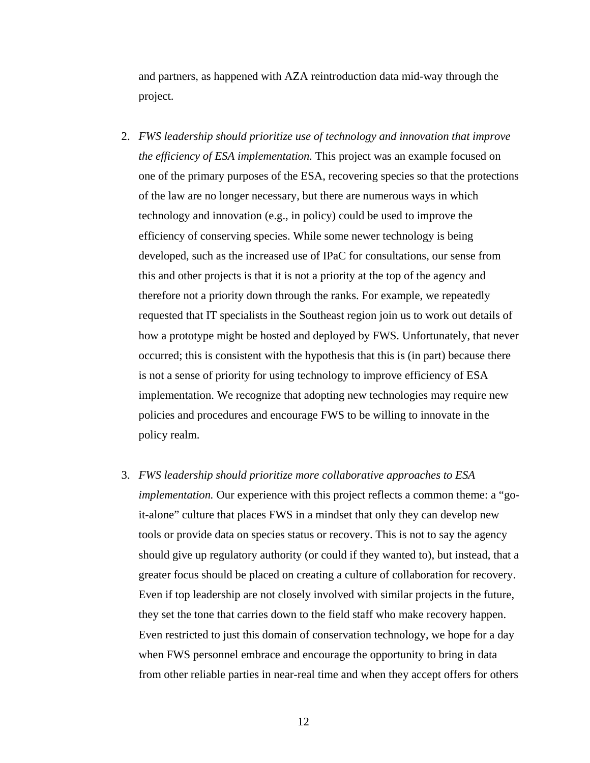and partners, as happened with AZA reintroduction data mid-way through the project.

2. *FWS leadership should prioritize use of technology and innovation that improve the efficiency of ESA implementation.* This project was an example focused on one of the primary purposes of the ESA, recovering species so that the protections of the law are no longer necessary, but there are numerous ways in which technology and innovation (e.g., in policy) could be used to improve the efficiency of conserving species. While some newer technology is being developed, such as the increased use of IPaC for consultations, our sense from this and other projects is that it is not a priority at the top of the agency and therefore not a priority down through the ranks. For example, we repeatedly requested that IT specialists in the Southeast region join us to work out details of how a prototype might be hosted and deployed by FWS. Unfortunately, that never occurred; this is consistent with the hypothesis that this is (in part) because there is not a sense of priority for using technology to improve efficiency of ESA implementation. We recognize that adopting new technologies may require new policies and procedures and encourage FWS to be willing to innovate in the policy realm.

3. *FWS leadership should prioritize more collaborative approaches to ESA implementation.* Our experience with this project reflects a common theme: a "go-it-alone" culture that places FWS in a mindset that only they can develop new tools or provide data on species status or recovery. This is not to say the agency should give up regulatory authority (or could if they wanted to), but instead, that a greater focus should be placed on creating a culture of collaboration for recovery. Even if top leadership are not closely involved with similar projects in the future, they set the tone that carries down to the field staff who make recovery happen. Even restricted to just this domain of conservation technology, we hope for a day when FWS personnel embrace and encourage the opportunity to bring in data from other reliable parties in near-real time and when they accept offers for others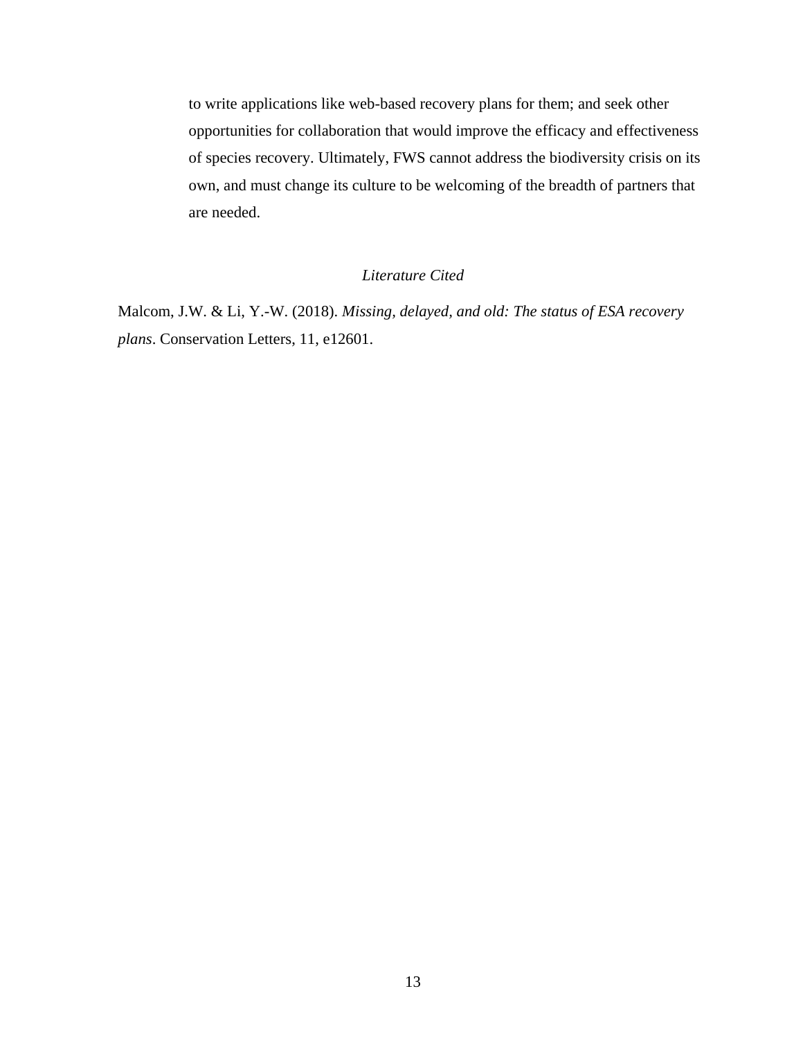to write applications like web-based recovery plans for them; and seek other opportunities for collaboration that would improve the efficacy and effectiveness of species recovery. Ultimately, FWS cannot address the biodiversity crisis on its own, and must change its culture to be welcoming of the breadth of partners that are needed.

## *Literature Cited*

Malcom, J.W. & Li, Y.-W. (2018). *Missing, delayed, and old: The status of ESA recovery plans*. Conservation Letters, 11, e12601.